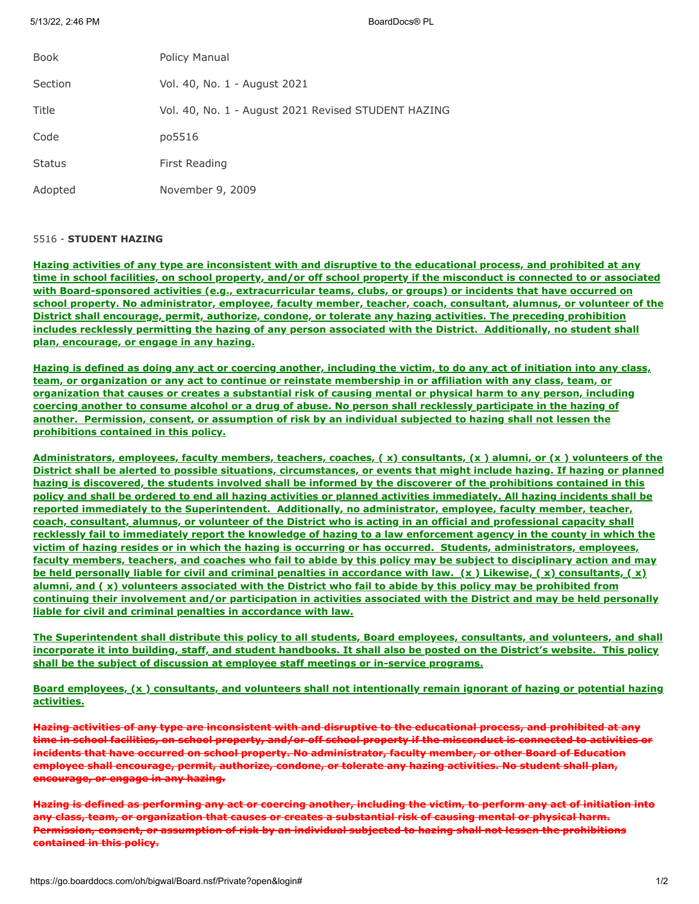| Book | Policy Manual |
|---|---|
| Section | Vol. 40, No. 1 - August 2021 |
| Title | Vol. 40, No. 1 - August 2021 Revised STUDENT HAZING |
| Code | po5516 |
| Status | First Reading |
| Adopted | November 9, 2009 |

5516 - **STUDENT HAZING**

**Hazing activities of any type are inconsistent with and disruptive to the educational process, and prohibited at any time in school facilities, on school property, and/or off school property if the misconduct is connected to or associated with Board-sponsored activities (e.g., extracurricular teams, clubs, or groups) or incidents that have occurred on school property. No administrator, employee, faculty member, teacher, coach, consultant, alumnus, or volunteer of the District shall encourage, permit, authorize, condone, or tolerate any hazing activities. The preceding prohibition includes recklessly permitting the hazing of any person associated with the District. Additionally, no student shall plan, encourage, or engage in any hazing.**

**Hazing is defined as doing any act or coercing another, including the victim, to do any act of initiation into any class, team, or organization or any act to continue or reinstate membership in or affiliation with any class, team, or organization that causes or creates a substantial risk of causing mental or physical harm to any person, including coercing another to consume alcohol or a drug of abuse. No person shall recklessly participate in the hazing of another. Permission, consent, or assumption of risk by an individual subjected to hazing shall not lessen the prohibitions contained in this policy.**

**Administrators, employees, faculty members, teachers, coaches, ( x) consultants, (x ) alumni, or (x ) volunteers of the District shall be alerted to possible situations, circumstances, or events that might include hazing. If hazing or planned hazing is discovered, the students involved shall be informed by the discoverer of the prohibitions contained in this policy and shall be ordered to end all hazing activities or planned activities immediately. All hazing incidents shall be reported immediately to the Superintendent. Additionally, no administrator, employee, faculty member, teacher, coach, consultant, alumnus, or volunteer of the District who is acting in an official and professional capacity shall recklessly fail to immediately report the knowledge of hazing to a law enforcement agency in the county in which the victim of hazing resides or in which the hazing is occurring or has occurred. Students, administrators, employees, faculty members, teachers, and coaches who fail to abide by this policy may be subject to disciplinary action and may be held personally liable for civil and criminal penalties in accordance with law. (x ) Likewise, ( x) consultants, ( x) alumni, and ( x) volunteers associated with the District who fail to abide by this policy may be prohibited from continuing their involvement and/or participation in activities associated with the District and may be held personally liable for civil and criminal penalties in accordance with law.**

**The Superintendent shall distribute this policy to all students, Board employees, consultants, and volunteers, and shall incorporate it into building, staff, and student handbooks. It shall also be posted on the District's website. This policy shall be the subject of discussion at employee staff meetings or in-service programs.**

**Board employees, (x ) consultants, and volunteers shall not intentionally remain ignorant of hazing or potential hazing activities.**

~~**Hazing activities of any type are inconsistent with and disruptive to the educational process, and prohibited at any time in school facilities, on school property, and/or off school property if the misconduct is connected to activities or incidents that have occurred on school property. No administrator, faculty member, or other Board of Education employee shall encourage, permit, authorize, condone, or tolerate any hazing activities. No student shall plan, encourage, or engage in any hazing.**~~

~~**Hazing is defined as performing any act or coercing another, including the victim, to perform any act of initiation into any class, team, or organization that causes or creates a substantial risk of causing mental or physical harm. Permission, consent, or assumption of risk by an individual subjected to hazing shall not lessen the prohibitions contained in this policy.**~~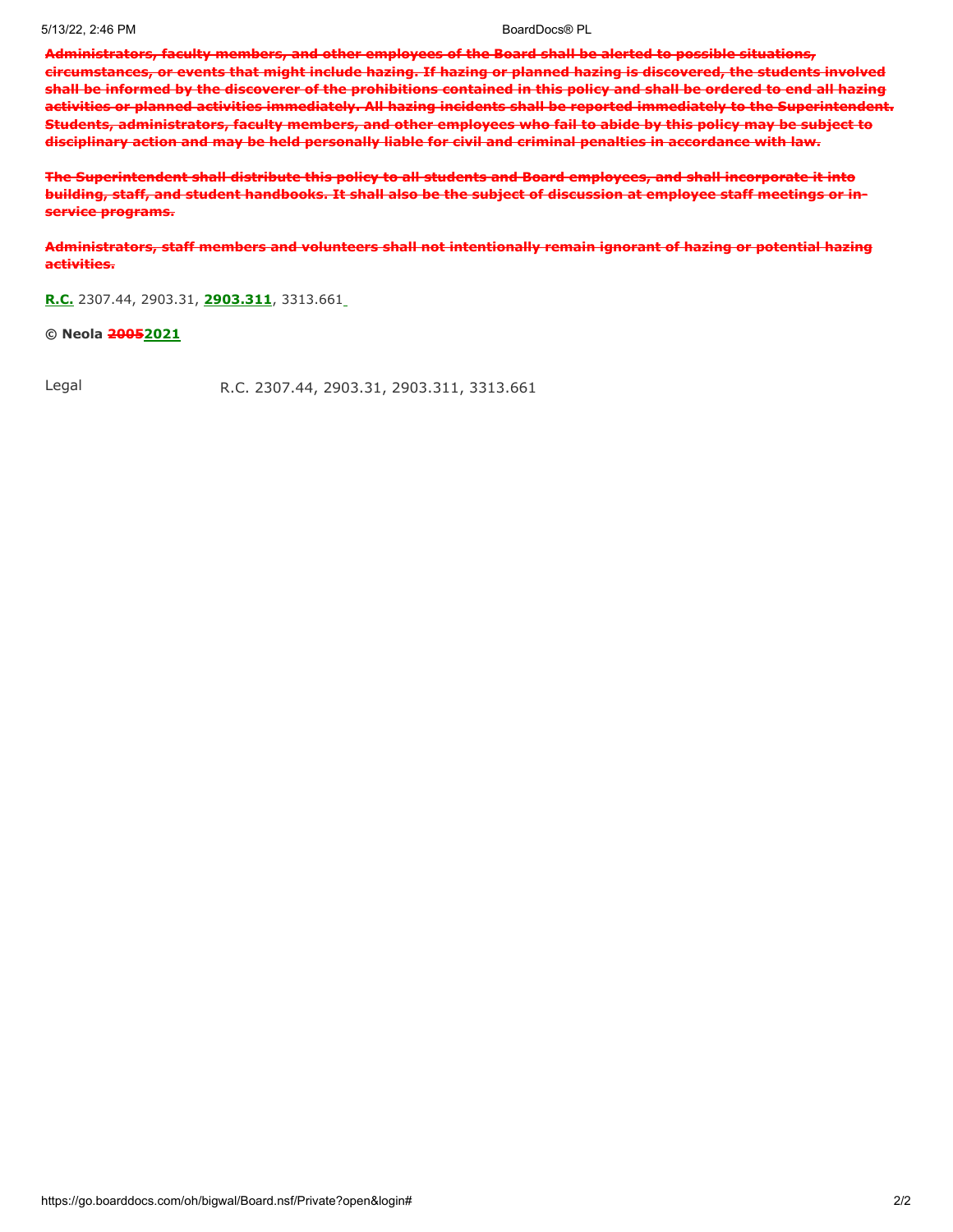~~**Administrators, faculty members, and other employees of the Board shall be alerted to possible situations, circumstances, or events that might include hazing. If hazing or planned hazing is discovered, the students involved shall be informed by the discoverer of the prohibitions contained in this policy and shall be ordered to end all hazing activities or planned activities immediately. All hazing incidents shall be reported immediately to the Superintendent. Students, administrators, faculty members, and other employees who fail to abide by this policy may be subject to disciplinary action and may be held personally liable for civil and criminal penalties in accordance with law.**~~

~~**The Superintendent shall distribute this policy to all students and Board employees, and shall incorporate it into building, staff, and student handbooks. It shall also be the subject of discussion at employee staff meetings or in-service programs.**~~

~~**Administrators, staff members and volunteers shall not intentionally remain ignorant of hazing or potential hazing activities.**~~

**R.C.** 2307.44, 2903.31, **2903.311**, 3313.661

**© Neola ~~2005~~2021**

Legal R.C. 2307.44, 2903.31, 2903.311, 3313.661